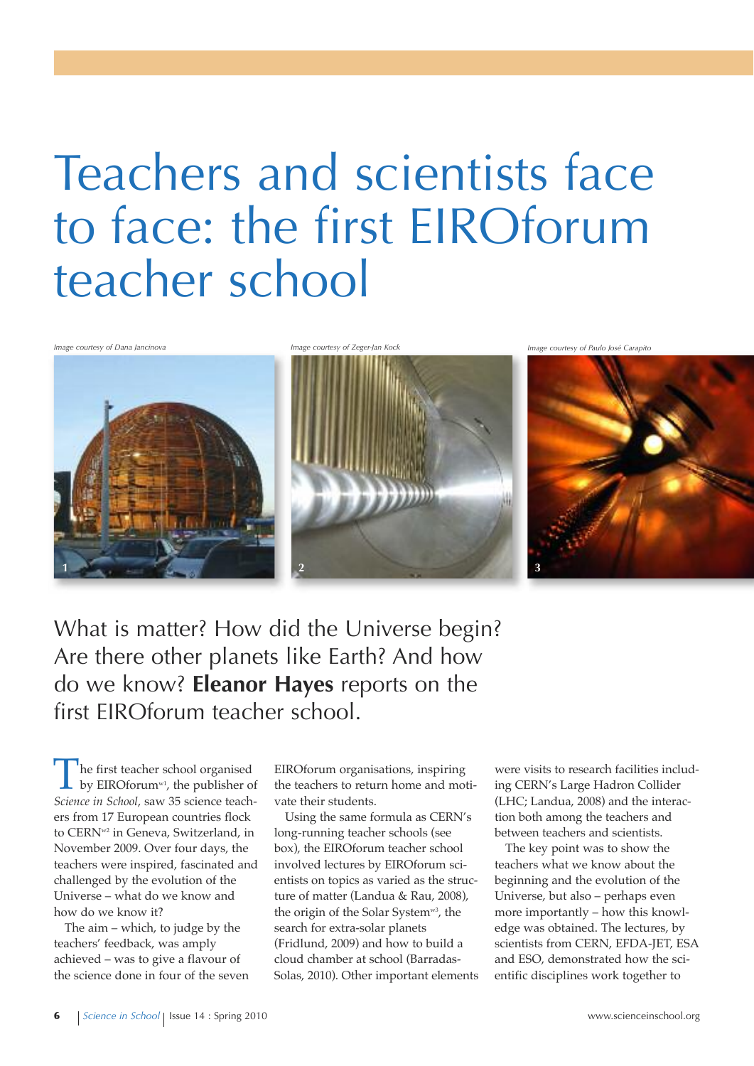# Teachers and scientists face to face: the first EIROforum teacher school

Image courtesy of Dana Jancinova

Image courtesy of Zeger-Jan Kock

Image courtesy of Paulo José Carapito

What is matter? How did the Universe begin? Are there other planets like Earth? And how do we know? **Eleanor Hayes** reports on the first EIROforum teacher school.

The first teacher school organised by EIROforum[w1], the publisher of *Science in School*, saw 35 science teachers from 17 European countries flock to CERN[w2] in Geneva, Switzerland, in November 2009. Over four days, the teachers were inspired, fascinated and challenged by the evolution of the Universe – what do we know and how do we know it?

The aim – which, to judge by the teachers' feedback, was amply achieved – was to give a flavour of the science done in four of the seven EIROforum organisations, inspiring the teachers to return home and motivate their students.

Using the same formula as CERN's long-running teacher schools (see box), the EIROforum teacher school involved lectures by EIROforum scientists on topics as varied as the structure of matter (Landua & Rau, 2008), the origin of the Solar System[w3], the search for extra-solar planets (Fridlund, 2009) and how to build a cloud chamber at school (Barradas-Solas, 2010). Other important elements were visits to research facilities including CERN's Large Hadron Collider (LHC; Landua, 2008) and the interaction both among the teachers and between teachers and scientists.

The key point was to show the teachers what we know about the beginning and the evolution of the Universe, but also – perhaps even more importantly – how this knowledge was obtained. The lectures, by scientists from CERN, EFDA-JET, ESA and ESO, demonstrated how the scientific disciplines work together to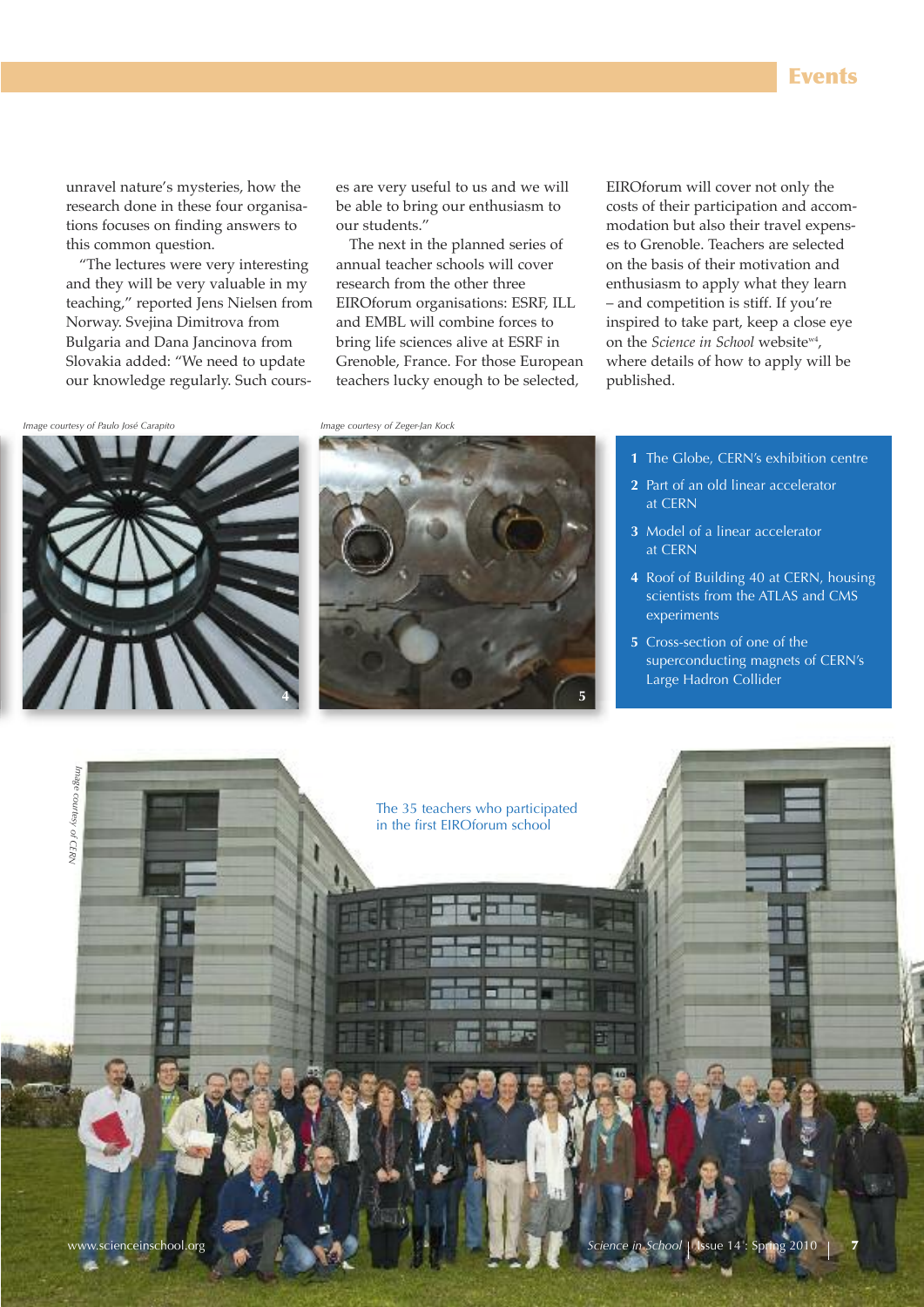unravel nature's mysteries, how the research done in these four organisations focuses on finding answers to this common question.

"The lectures were very interesting and they will be very valuable in my teaching," reported Jens Nielsen from Norway. Svejina Dimitrova from Bulgaria and Dana Jancinova from Slovakia added: "We need to update our knowledge regularly. Such courses are very useful to us and we will be able to bring our enthusiasm to our students."

The next in the planned series of annual teacher schools will cover research from the other three EIROforum organisations: ESRF, ILL and EMBL will combine forces to bring life sciences alive at ESRF in Grenoble, France. For those European teachers lucky enough to be selected, EIROforum will cover not only the costs of their participation and accommodation but also their travel expenses to Grenoble. Teachers are selected on the basis of their motivation and enthusiasm to apply what they learn – and competition is stiff. If you're inspired to take part, keep a close eye on the *Science in School* website[w4], where details of how to apply will be published.

Image courtesy of Paulo José Carapito

Image courtesy of Zeger-Jan Kock

1 The Globe, CERN's exhibition centre

2 Part of an old linear accelerator at CERN

3 Model of a linear accelerator at CERN

4 Roof of Building 40 at CERN, housing scientists from the ATLAS and CMS experiments

5 Cross-section of one of the superconducting magnets of CERN's Large Hadron Collider

Image courtesy of CERN

The 35 teachers who participated in the first EIROforum school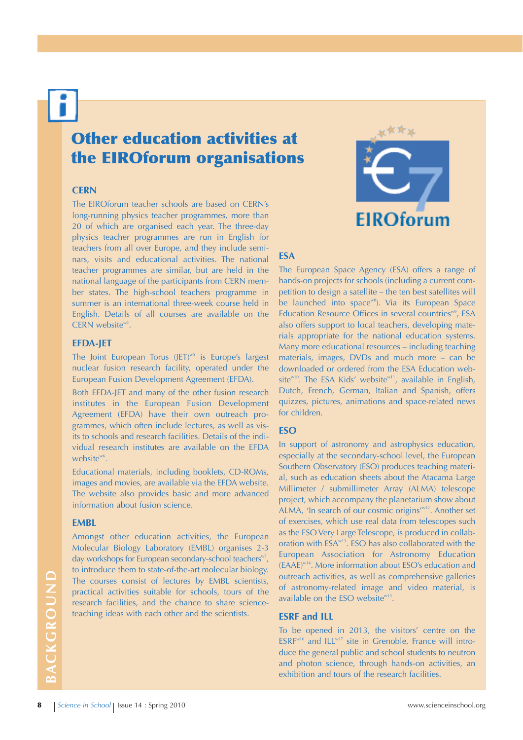# Other education activities at the EIROforum organisations

## CERN

The EIROforum teacher schools are based on CERN's long-running physics teacher programmes, more than 20 of which are organised each year. The three-day physics teacher programmes are run in English for teachers from all over Europe, and they include seminars, visits and educational activities. The national teacher programmes are similar, but are held in the national language of the participants from CERN member states. The high-school teachers programme in summer is an international three-week course held in English. Details of all courses are available on the CERN website[w2].

## EFDA-JET

The Joint European Torus (JET)[w5] is Europe's largest nuclear fusion research facility, operated under the European Fusion Development Agreement (EFDA).

Both EFDA-JET and many of the other fusion research institutes in the European Fusion Development Agreement (EFDA) have their own outreach programmes, which often include lectures, as well as visits to schools and research facilities. Details of the individual research institutes are available on the EFDA website[w6].

Educational materials, including booklets, CD-ROMs, images and movies, are available via the EFDA website. The website also provides basic and more advanced information about fusion science.

## EMBL

Amongst other education activities, the European Molecular Biology Laboratory (EMBL) organises 2-3 day workshops for European secondary-school teachers[w7], to introduce them to state-of-the-art molecular biology. The courses consist of lectures by EMBL scientists, practical activities suitable for schools, tours of the research facilities, and the chance to share science-teaching ideas with each other and the scientists.

## ESA

The European Space Agency (ESA) offers a range of hands-on projects for schools (including a current competition to design a satellite – the ten best satellites will be launched into space[w8]). Via its European Space Education Resource Offices in several countries[w9], ESA also offers support to local teachers, developing materials appropriate for the national education systems. Many more educational resources – including teaching materials, images, DVDs and much more – can be downloaded or ordered from the ESA Education website[w10]. The ESA Kids' website[w11], available in English, Dutch, French, German, Italian and Spanish, offers quizzes, pictures, animations and space-related news for children.

## ESO

In support of astronomy and astrophysics education, especially at the secondary-school level, the European Southern Observatory (ESO) produces teaching material, such as education sheets about the Atacama Large Millimeter / submillimeter Array (ALMA) telescope project, which accompany the planetarium show about ALMA, 'In search of our cosmic origins'[w12]. Another set of exercises, which use real data from telescopes such as the ESO Very Large Telescope, is produced in collaboration with ESA[w13]. ESO has also collaborated with the European Association for Astronomy Education (EAAE)[w14]. More information about ESO's education and outreach activities, as well as comprehensive galleries of astronomy-related image and video material, is available on the ESO website[w15].

## ESRF and ILL

To be opened in 2013, the visitors' centre on the ESRF[w16] and ILL[w17] site in Grenoble, France will introduce the general public and school students to neutron and photon science, through hands-on activities, an exhibition and tours of the research facilities.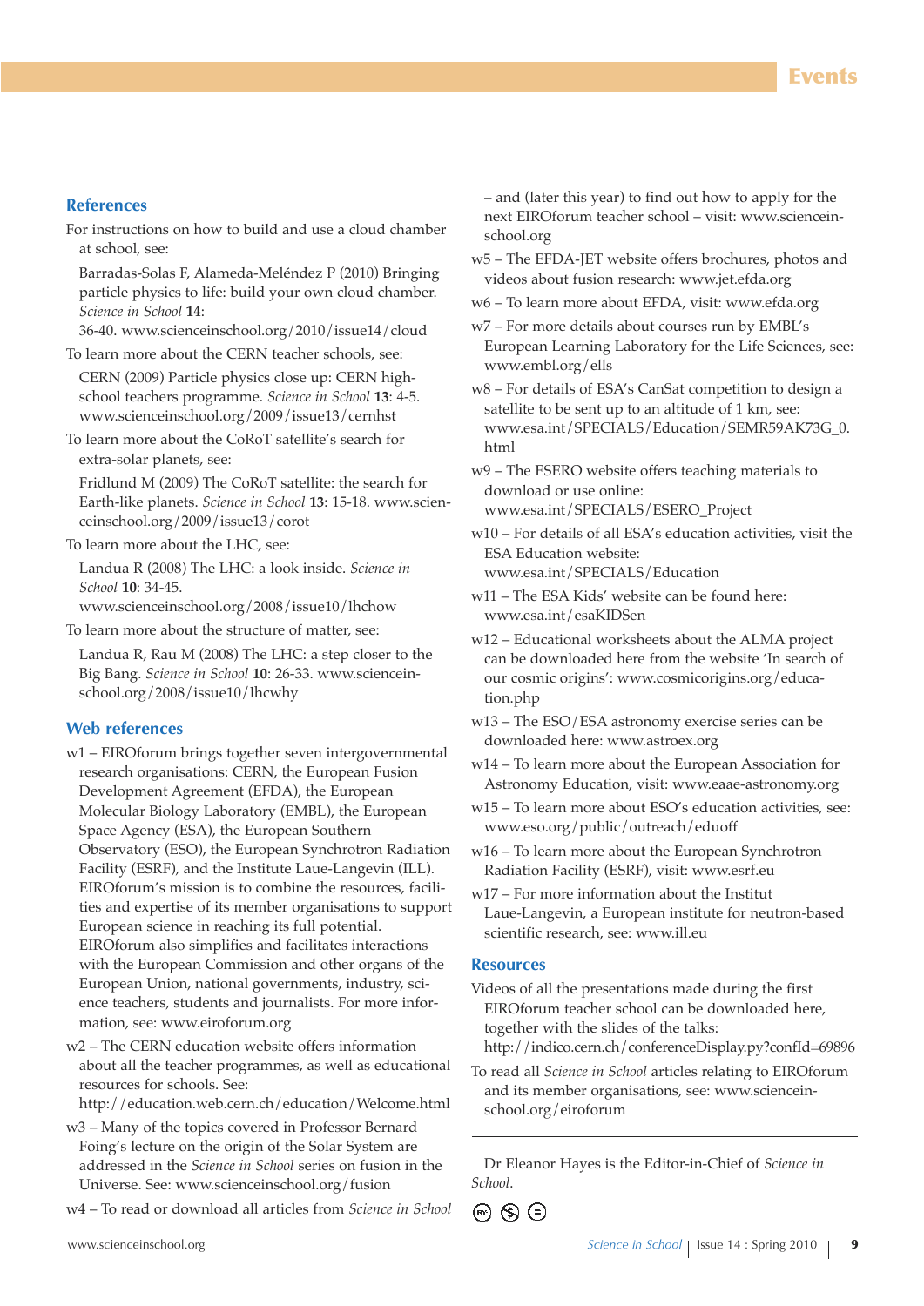## References

For instructions on how to build and use a cloud chamber at school, see:

Barradas-Solas F, Alameda-Meléndez P (2010) Bringing particle physics to life: build your own cloud chamber. *Science in School* **14**: 36-40. www.scienceinschool.org/2010/issue14/cloud

To learn more about the CERN teacher schools, see:

CERN (2009) Particle physics close up: CERN high-school teachers programme. *Science in School* **13**: 4-5. www.scienceinschool.org/2009/issue13/cernhst

To learn more about the CoRoT satellite's search for extra-solar planets, see:

Fridlund M (2009) The CoRoT satellite: the search for Earth-like planets. *Science in School* **13**: 15-18. www.scienceinschool.org/2009/issue13/corot

To learn more about the LHC, see:

Landua R (2008) The LHC: a look inside. *Science in School* **10**: 34-45. www.scienceinschool.org/2008/issue10/lhchow

To learn more about the structure of matter, see:

Landua R, Rau M (2008) The LHC: a step closer to the Big Bang. *Science in School* **10**: 26-33. www.scienceinschool.org/2008/issue10/lhcwhy

## Web references

w1 – EIROforum brings together seven intergovernmental research organisations: CERN, the European Fusion Development Agreement (EFDA), the European Molecular Biology Laboratory (EMBL), the European Space Agency (ESA), the European Southern Observatory (ESO), the European Synchrotron Radiation Facility (ESRF), and the Institute Laue-Langevin (ILL). EIROforum's mission is to combine the resources, facilities and expertise of its member organisations to support European science in reaching its full potential. EIROforum also simplifies and facilitates interactions with the European Commission and other organs of the European Union, national governments, industry, science teachers, students and journalists. For more information, see: www.eiroforum.org

w2 – The CERN education website offers information about all the teacher programmes, as well as educational resources for schools. See: http://education.web.cern.ch/education/Welcome.html

w3 – Many of the topics covered in Professor Bernard Foing's lecture on the origin of the Solar System are addressed in the *Science in School* series on fusion in the Universe. See: www.scienceinschool.org/fusion

w4 – To read or download all articles from *Science in School* – and (later this year) to find out how to apply for the next EIROforum teacher school – visit: www.scienceinschool.org

w5 – The EFDA-JET website offers brochures, photos and videos about fusion research: www.jet.efda.org

w6 – To learn more about EFDA, visit: www.efda.org

w7 – For more details about courses run by EMBL's European Learning Laboratory for the Life Sciences, see: www.embl.org/ells

w8 – For details of ESA's CanSat competition to design a satellite to be sent up to an altitude of 1 km, see: www.esa.int/SPECIALS/Education/SEMR59AK73G_0.html

w9 – The ESERO website offers teaching materials to download or use online: www.esa.int/SPECIALS/ESERO_Project

w10 – For details of all ESA's education activities, visit the ESA Education website: www.esa.int/SPECIALS/Education

w11 – The ESA Kids' website can be found here: www.esa.int/esaKIDSen

w12 – Educational worksheets about the ALMA project can be downloaded here from the website 'In search of our cosmic origins': www.cosmicorigins.org/education.php

w13 – The ESO/ESA astronomy exercise series can be downloaded here: www.astroex.org

w14 – To learn more about the European Association for Astronomy Education, visit: www.eaae-astronomy.org

w15 – To learn more about ESO's education activities, see: www.eso.org/public/outreach/eduoff

w16 – To learn more about the European Synchrotron Radiation Facility (ESRF), visit: www.esrf.eu

w17 – For more information about the Institut Laue-Langevin, a European institute for neutron-based scientific research, see: www.ill.eu

## Resources

Videos of all the presentations made during the first EIROforum teacher school can be downloaded here, together with the slides of the talks: http://indico.cern.ch/conferenceDisplay.py?confId=69896

To read all *Science in School* articles relating to EIROforum and its member organisations, see: www.scienceinschool.org/eiroforum

---

Dr Eleanor Hayes is the Editor-in-Chief of *Science in School*.